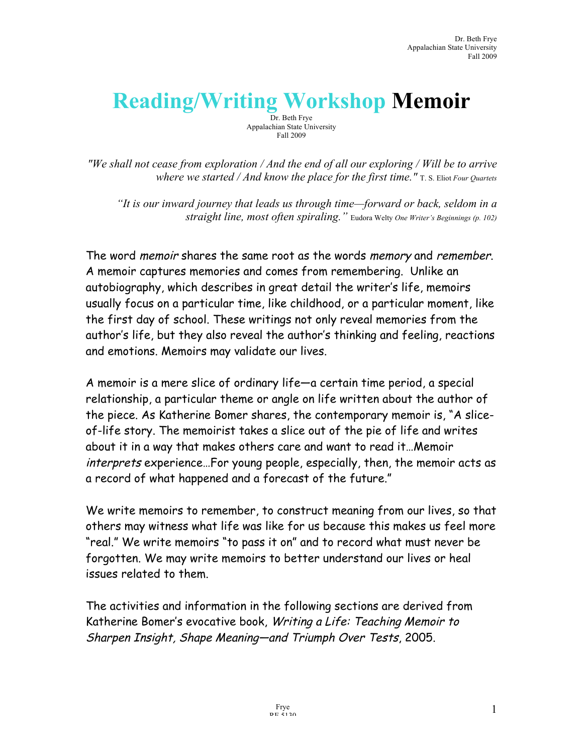# Reading/Writing Workshop Memoir

Dr. Beth Frye
Appalachian State University
Fall 2009

*"We shall not cease from exploration / And the end of all our exploring / Will be to arrive where we started / And know the place for the first time."* T. S. Eliot *Four Quartets*

*"It is our inward journey that leads us through time—forward or back, seldom in a straight line, most often spiraling."* Eudora Welty *One Writer's Beginnings (p. 102)*

The word *memoir* shares the same root as the words *memory* and *remember*. A memoir captures memories and comes from remembering. Unlike an autobiography, which describes in great detail the writer's life, memoirs usually focus on a particular time, like childhood, or a particular moment, like the first day of school. These writings not only reveal memories from the author's life, but they also reveal the author's thinking and feeling, reactions and emotions. Memoirs may validate our lives.

A memoir is a mere slice of ordinary life—a certain time period, a special relationship, a particular theme or angle on life written about the author of the piece. As Katherine Bomer shares, the contemporary memoir is, "A slice-of-life story. The memoirist takes a slice out of the pie of life and writes about it in a way that makes others care and want to read it…Memoir *interprets* experience…For young people, especially, then, the memoir acts as a record of what happened and a forecast of the future."

We write memoirs to remember, to construct meaning from our lives, so that others may witness what life was like for us because this makes us feel more "real." We write memoirs "to pass it on" and to record what must never be forgotten. We may write memoirs to better understand our lives or heal issues related to them.

The activities and information in the following sections are derived from Katherine Bomer's evocative book, *Writing a Life: Teaching Memoir to Sharpen Insight, Shape Meaning—and Triumph Over Tests*, 2005.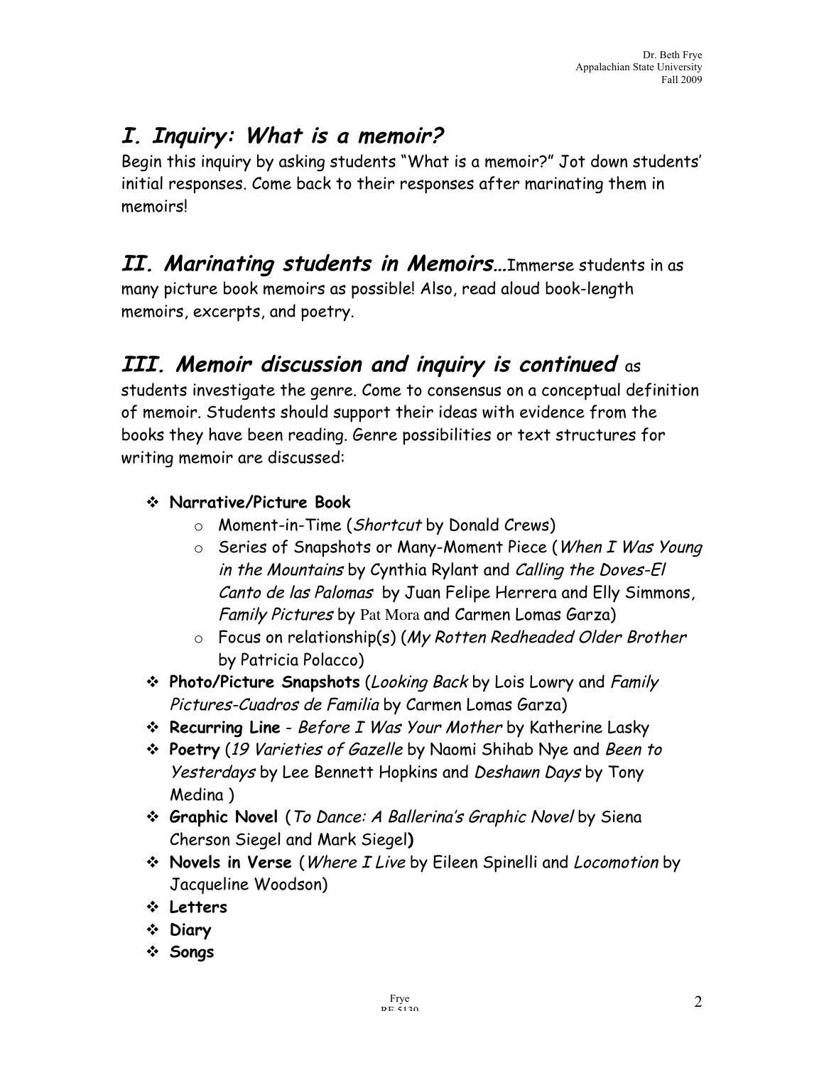## *I. Inquiry: What is a memoir?*

Begin this inquiry by asking students "What is a memoir?" Jot down students' initial responses. Come back to their responses after marinating them in memoirs!

## *II. Marinating students in Memoirs…*

Immerse students in as many picture book memoirs as possible! Also, read aloud book-length memoirs, excerpts, and poetry.

## *III. Memoir discussion and inquiry is continued*

as students investigate the genre. Come to consensus on a conceptual definition of memoir. Students should support their ideas with evidence from the books they have been reading. Genre possibilities or text structures for writing memoir are discussed:

- **Narrative/Picture Book**
  - Moment-in-Time (*Shortcut* by Donald Crews)
  - Series of Snapshots or Many-Moment Piece (*When I Was Young in the Mountains* by Cynthia Rylant and *Calling the Doves-El Canto de las Palomas* by Juan Felipe Herrera and Elly Simmons, *Family Pictures* by Pat Mora and Carmen Lomas Garza)
  - Focus on relationship(s) (*My Rotten Redheaded Older Brother* by Patricia Polacco)
- **Photo/Picture Snapshots** (*Looking Back* by Lois Lowry and *Family Pictures-Cuadros de Familia* by Carmen Lomas Garza)
- **Recurring Line** - *Before I Was Your Mother* by Katherine Lasky
- **Poetry** (*19 Varieties of Gazelle* by Naomi Shihab Nye and *Been to Yesterdays* by Lee Bennett Hopkins and *Deshawn Days* by Tony Medina )
- **Graphic Novel** (*To Dance: A Ballerina's Graphic Novel* by Siena Cherson Siegel and Mark Siegel**)**
- **Novels in Verse** (*Where I Live* by Eileen Spinelli and *Locomotion* by Jacqueline Woodson)
- **Letters**
- **Diary**
- **Songs**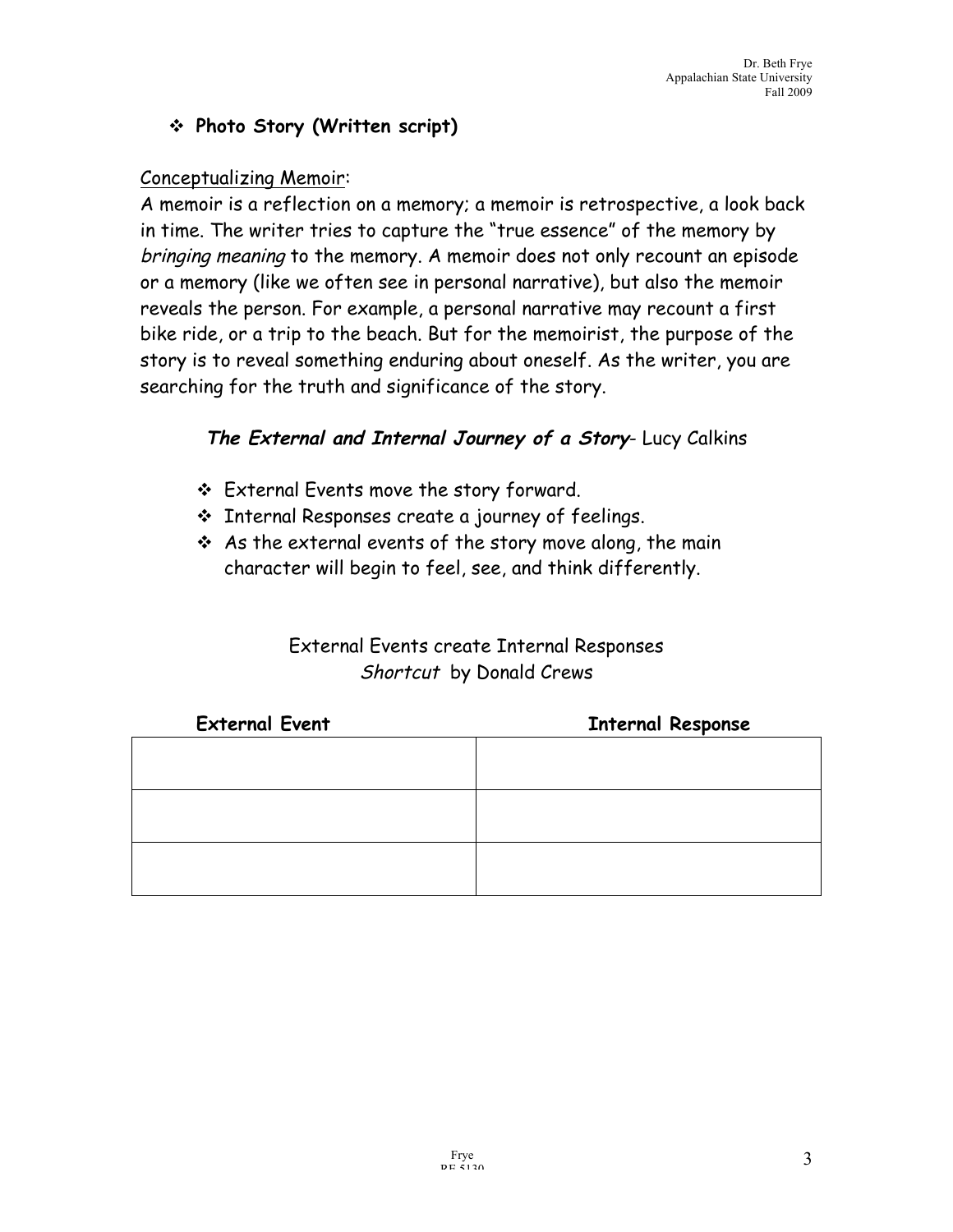- **Photo Story (Written script)**

Conceptualizing Memoir:

A memoir is a reflection on a memory; a memoir is retrospective, a look back in time. The writer tries to capture the "true essence" of the memory by *bringing meaning* to the memory. A memoir does not only recount an episode or a memory (like we often see in personal narrative), but also the memoir reveals the person. For example, a personal narrative may recount a first bike ride, or a trip to the beach. But for the memoirist, the purpose of the story is to reveal something enduring about oneself. As the writer, you are searching for the truth and significance of the story.

***The External and Internal Journey of a Story***- Lucy Calkins

- External Events move the story forward.
- Internal Responses create a journey of feelings.
- As the external events of the story move along, the main character will begin to feel, see, and think differently.

External Events create Internal Responses
*Shortcut* by Donald Crews

| External Event | Internal Response |
| --- | --- |
| | |
| | |
| | |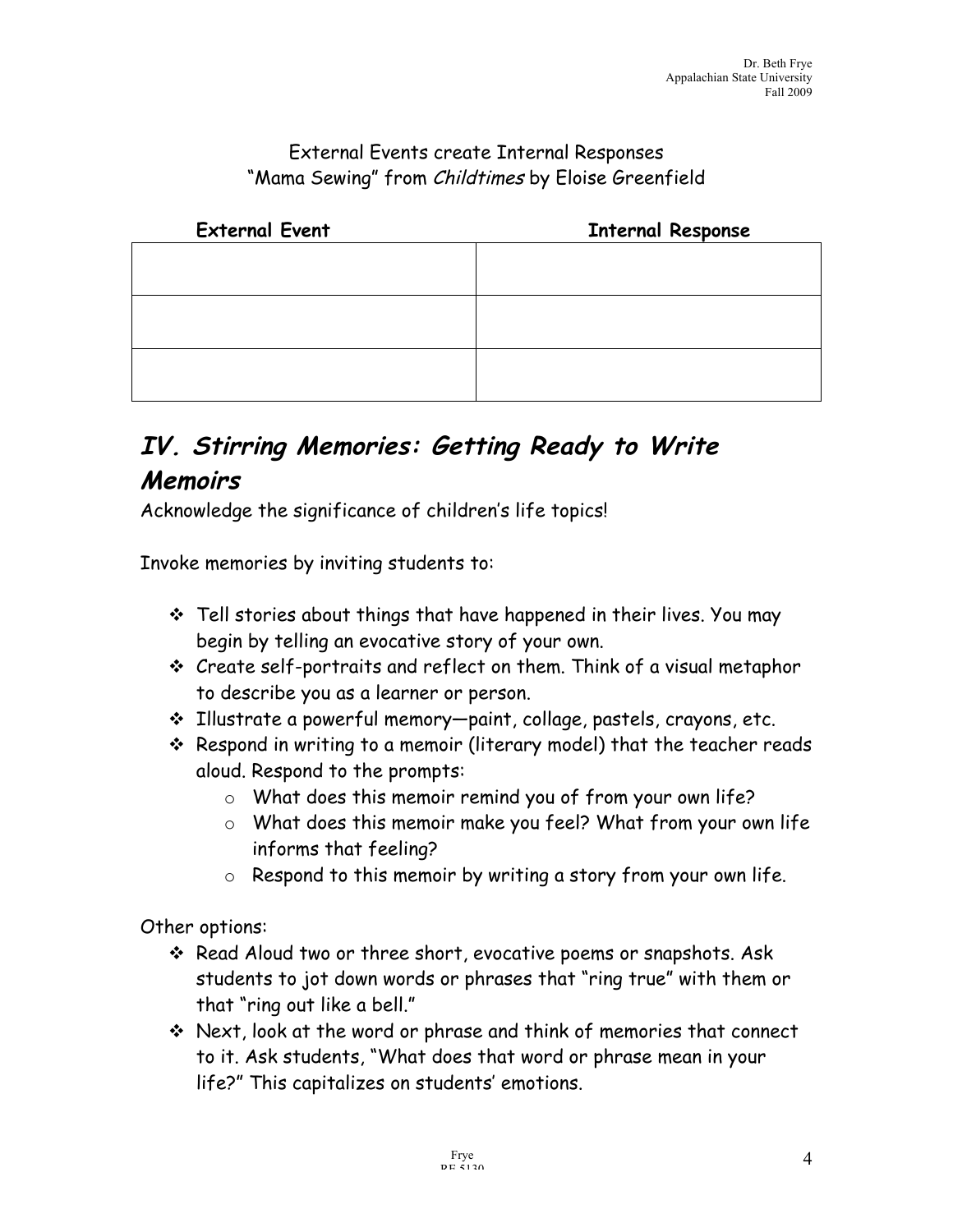External Events create Internal Responses
"Mama Sewing" from *Childtimes* by Eloise Greenfield

| External Event | Internal Response |
|---|---|
| | |
| | |
| | |

## *IV. Stirring Memories: Getting Ready to Write Memoirs*

Acknowledge the significance of children's life topics!

Invoke memories by inviting students to:

- Tell stories about things that have happened in their lives. You may begin by telling an evocative story of your own.
- Create self-portraits and reflect on them. Think of a visual metaphor to describe you as a learner or person.
- Illustrate a powerful memory—paint, collage, pastels, crayons, etc.
- Respond in writing to a memoir (literary model) that the teacher reads aloud. Respond to the prompts:
  - What does this memoir remind you of from your own life?
  - What does this memoir make you feel? What from your own life informs that feeling?
  - Respond to this memoir by writing a story from your own life.

Other options:

- Read Aloud two or three short, evocative poems or snapshots. Ask students to jot down words or phrases that "ring true" with them or that "ring out like a bell."
- Next, look at the word or phrase and think of memories that connect to it. Ask students, "What does that word or phrase mean in your life?" This capitalizes on students' emotions.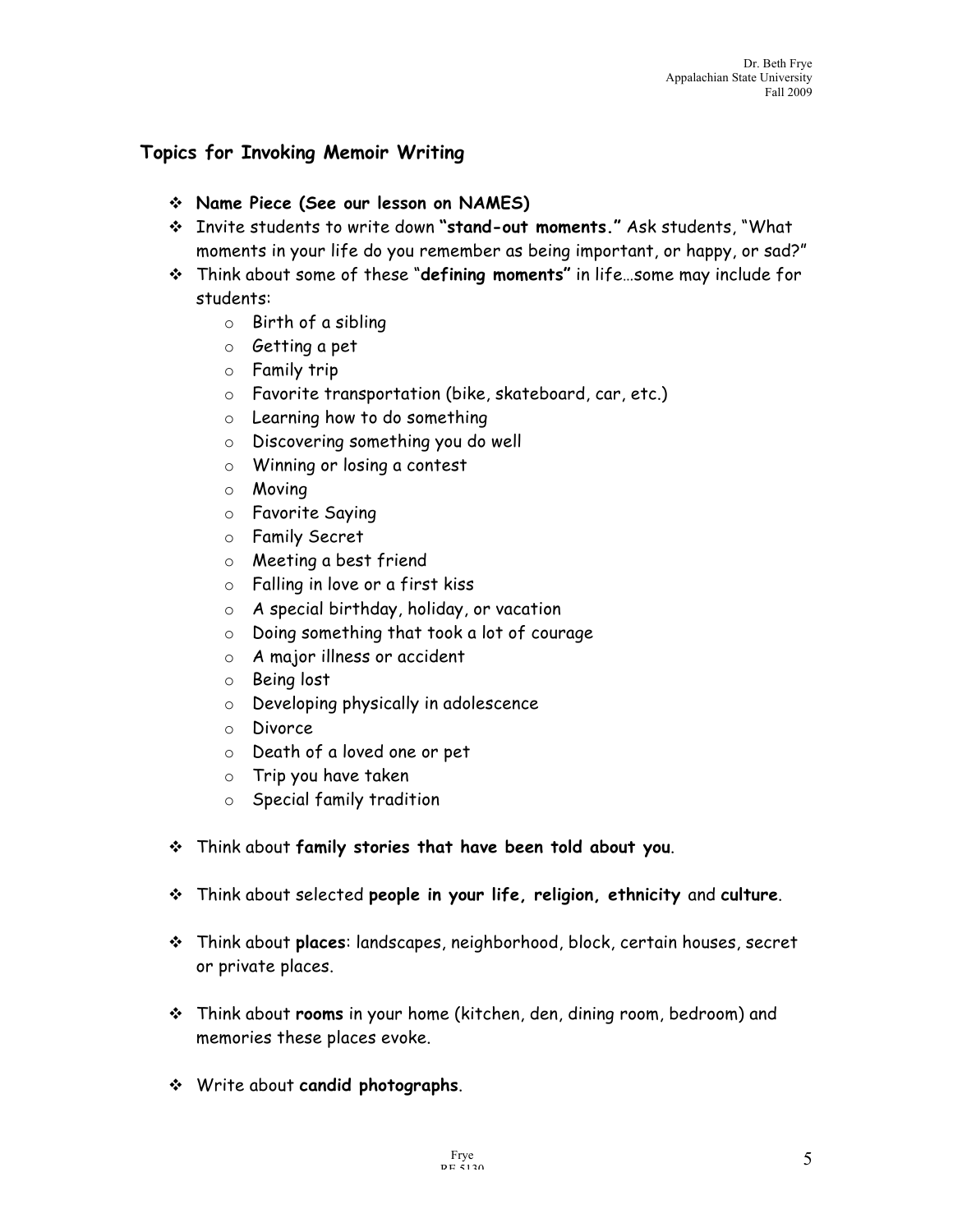## Topics for Invoking Memoir Writing

- **Name Piece (See our lesson on NAMES)**
- Invite students to write down **"stand-out moments."** Ask students, "What moments in your life do you remember as being important, or happy, or sad?"
- Think about some of these "**defining moments"** in life…some may include for students:
    - Birth of a sibling
    - Getting a pet
    - Family trip
    - Favorite transportation (bike, skateboard, car, etc.)
    - Learning how to do something
    - Discovering something you do well
    - Winning or losing a contest
    - Moving
    - Favorite Saying
    - Family Secret
    - Meeting a best friend
    - Falling in love or a first kiss
    - A special birthday, holiday, or vacation
    - Doing something that took a lot of courage
    - A major illness or accident
    - Being lost
    - Developing physically in adolescence
    - Divorce
    - Death of a loved one or pet
    - Trip you have taken
    - Special family tradition

- Think about **family stories that have been told about you**.

- Think about selected **people in your life, religion, ethnicity** and **culture**.

- Think about **places**: landscapes, neighborhood, block, certain houses, secret or private places.

- Think about **rooms** in your home (kitchen, den, dining room, bedroom) and memories these places evoke.

- Write about **candid photographs**.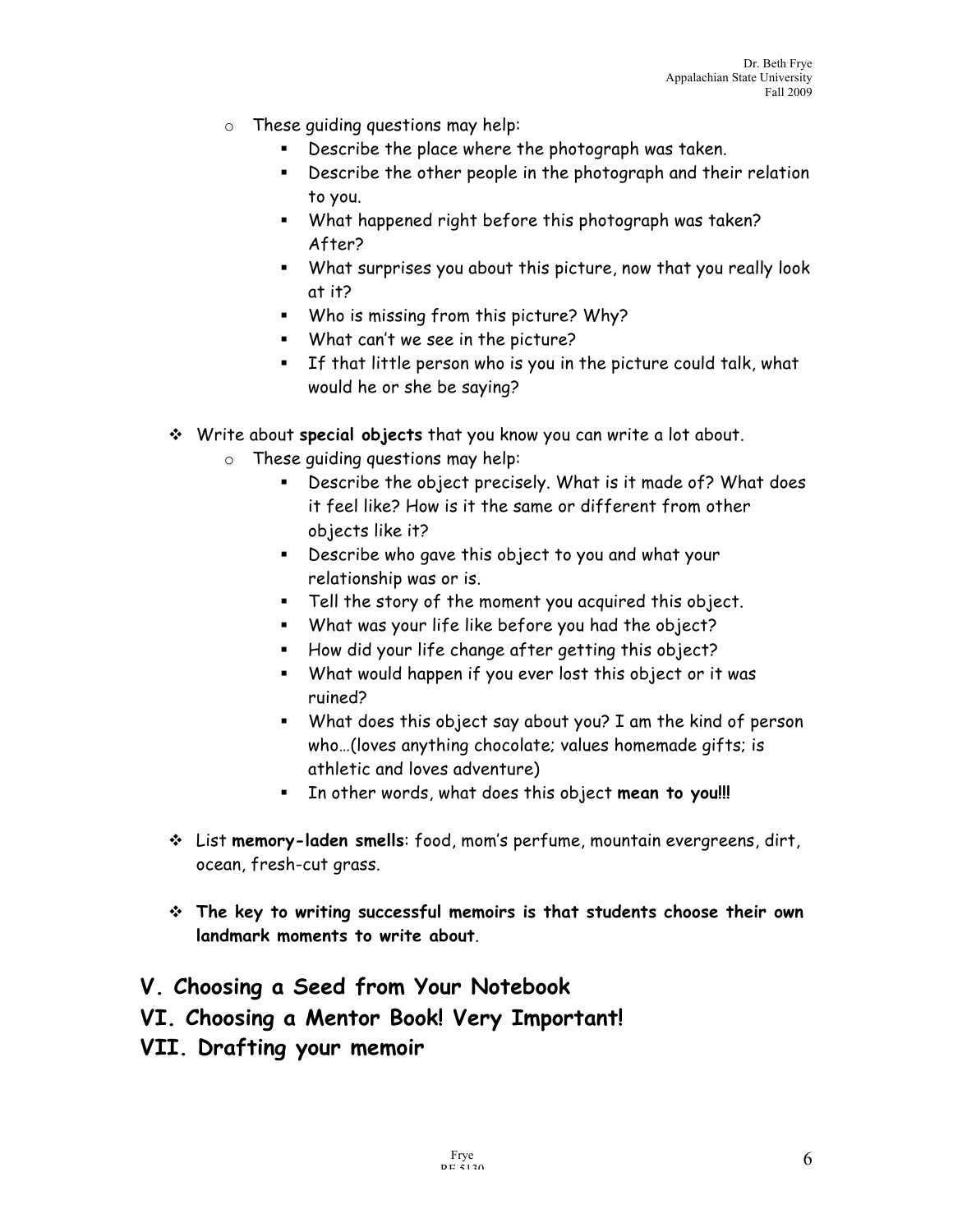- These guiding questions may help:
  - Describe the place where the photograph was taken.
  - Describe the other people in the photograph and their relation to you.
  - What happened right before this photograph was taken? After?
  - What surprises you about this picture, now that you really look at it?
  - Who is missing from this picture? Why?
  - What can't we see in the picture?
  - If that little person who is you in the picture could talk, what would he or she be saying?

- Write about **special objects** that you know you can write a lot about.
  - These guiding questions may help:
    - Describe the object precisely. What is it made of? What does it feel like? How is it the same or different from other objects like it?
    - Describe who gave this object to you and what your relationship was or is.
    - Tell the story of the moment you acquired this object.
    - What was your life like before you had the object?
    - How did your life change after getting this object?
    - What would happen if you ever lost this object or it was ruined?
    - What does this object say about you? I am the kind of person who…(loves anything chocolate; values homemade gifts; is athletic and loves adventure)
    - In other words, what does this object **mean to you!!!**

- List **memory-laden smells**: food, mom's perfume, mountain evergreens, dirt, ocean, fresh-cut grass.

- **The key to writing successful memoirs is that students choose their own landmark moments to write about**.

## V. Choosing a Seed from Your Notebook

## VI. Choosing a Mentor Book! Very Important!

## VII. Drafting your memoir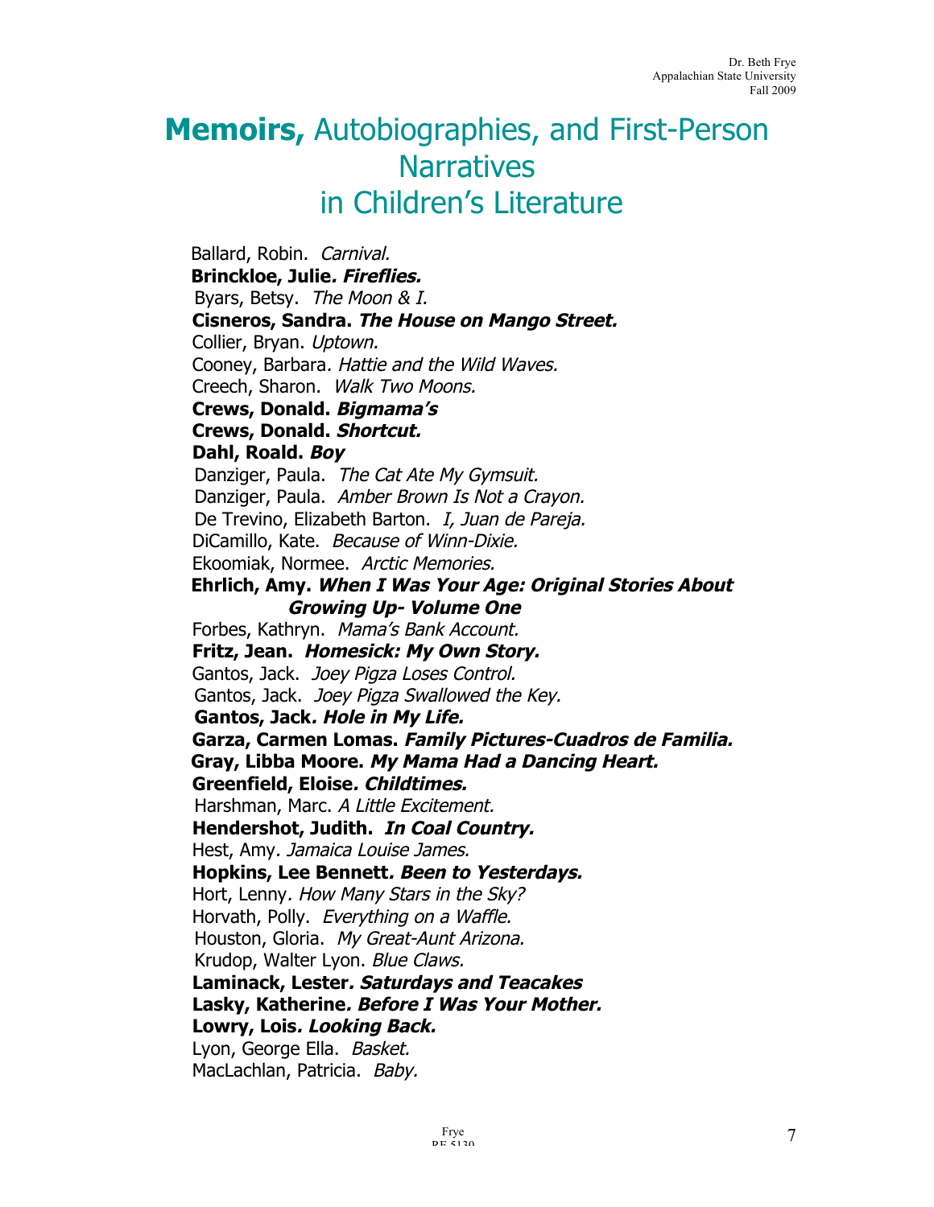# **Memoirs,** Autobiographies, and First-Person Narratives in Children's Literature

Ballard, Robin. *Carnival.*
**Brinckloe, Julie. *Fireflies.***
Byars, Betsy. *The Moon & I.*
**Cisneros, Sandra. *The House on Mango Street.***
Collier, Bryan. *Uptown.*
Cooney, Barbara*. Hattie and the Wild Waves.*
Creech, Sharon. *Walk Two Moons.*
**Crews, Donald. *Bigmama's***
**Crews, Donald. *Shortcut.***
**Dahl, Roald. *Boy***
Danziger, Paula. *The Cat Ate My Gymsuit.*
Danziger, Paula. *Amber Brown Is Not a Crayon.*
De Trevino, Elizabeth Barton. *I, Juan de Pareja.*
DiCamillo, Kate. *Because of Winn-Dixie.*
Ekoomiak, Normee. *Arctic Memories.*
**Ehrlich, Amy. *When I Was Your Age: Original Stories About Growing Up- Volume One***
Forbes, Kathryn. *Mama's Bank Account.*
**Fritz, Jean. *Homesick: My Own Story.***
Gantos, Jack. *Joey Pigza Loses Control.*
Gantos, Jack. *Joey Pigza Swallowed the Key.*
**Gantos, Jack*. Hole in My Life.***
**Garza, Carmen Lomas. *Family Pictures-Cuadros de Familia.***
**Gray, Libba Moore. *My Mama Had a Dancing Heart.***
**Greenfield, Eloise*. Childtimes.***
Harshman, Marc. *A Little Excitement.*
**Hendershot, Judith. *In Coal Country.***
Hest, Amy*. Jamaica Louise James.*
**Hopkins, Lee Bennett*. Been to Yesterdays.***
Hort, Lenny*. How Many Stars in the Sky?*
Horvath, Polly. *Everything on a Waffle.*
Houston, Gloria. *My Great-Aunt Arizona.*
Krudop, Walter Lyon. *Blue Claws.*
**Laminack, Lester*. Saturdays and Teacakes***
**Lasky, Katherine*. Before I Was Your Mother.***
**Lowry, Lois*. Looking Back.***
Lyon, George Ella. *Basket.*
MacLachlan, Patricia. *Baby.*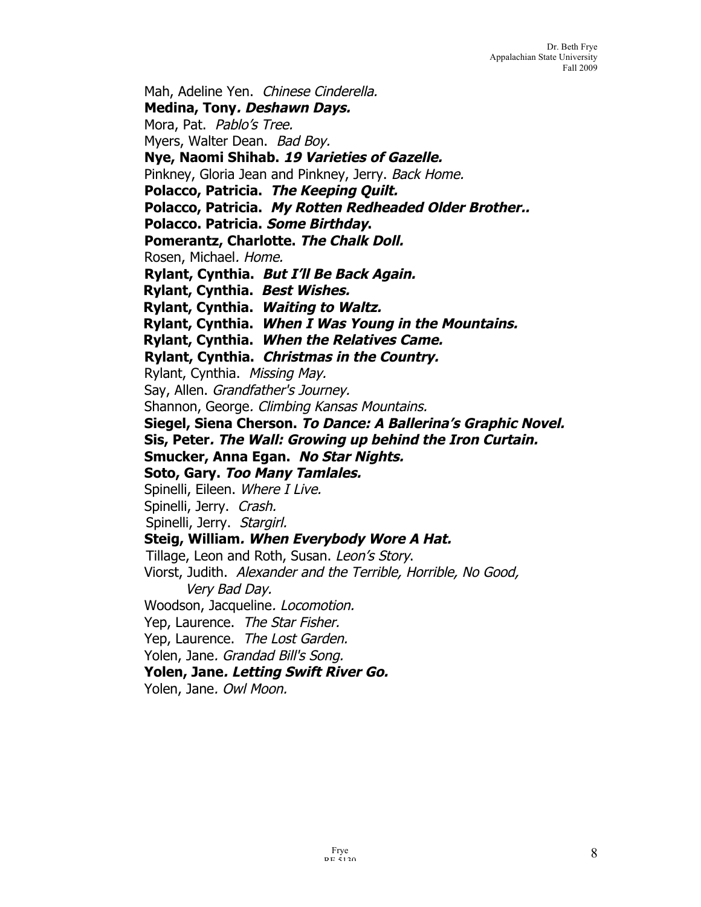Mah, Adeline Yen. *Chinese Cinderella.*

**Medina, Tony*. Deshawn Days.***

Mora, Pat. *Pablo's Tree.*

Myers, Walter Dean. *Bad Boy.*

**Nye, Naomi Shihab. *19 Varieties of Gazelle.***

Pinkney, Gloria Jean and Pinkney, Jerry. *Back Home.*

**Polacco, Patricia. *The Keeping Quilt.***

**Polacco, Patricia. *My Rotten Redheaded Older Brother..***

**Polacco. Patricia. *Some Birthday*.**

**Pomerantz, Charlotte. *The Chalk Doll.***

Rosen, Michael*. Home.*

**Rylant, Cynthia. *But I'll Be Back Again.***

**Rylant, Cynthia. *Best Wishes.***

**Rylant, Cynthia. *Waiting to Waltz.***

**Rylant, Cynthia. *When I Was Young in the Mountains.***

**Rylant, Cynthia. *When the Relatives Came.***

**Rylant, Cynthia. *Christmas in the Country.***

Rylant, Cynthia. *Missing May.*

Say, Allen. *Grandfather's Journey.*

Shannon, George*. Climbing Kansas Mountains.*

**Siegel, Siena Cherson. *To Dance: A Ballerina's Graphic Novel.***

**Sis, Peter*. The Wall: Growing up behind the Iron Curtain.***

**Smucker, Anna Egan. *No Star Nights.***

**Soto, Gary. *Too Many Tamlales.***

Spinelli, Eileen. *Where I Live.*

Spinelli, Jerry. *Crash.*

Spinelli, Jerry. *Stargirl.*

**Steig, William*. When Everybody Wore A Hat.***

Tillage, Leon and Roth, Susan. *Leon's Story*.

Viorst, Judith. *Alexander and the Terrible, Horrible, No Good, Very Bad Day.*

Woodson, Jacqueline*. Locomotion.*

Yep, Laurence. *The Star Fisher.*

Yep, Laurence. *The Lost Garden.*

Yolen, Jane*. Grandad Bill's Song.*

**Yolen, Jane*. Letting Swift River Go.***

Yolen, Jane*. Owl Moon.*